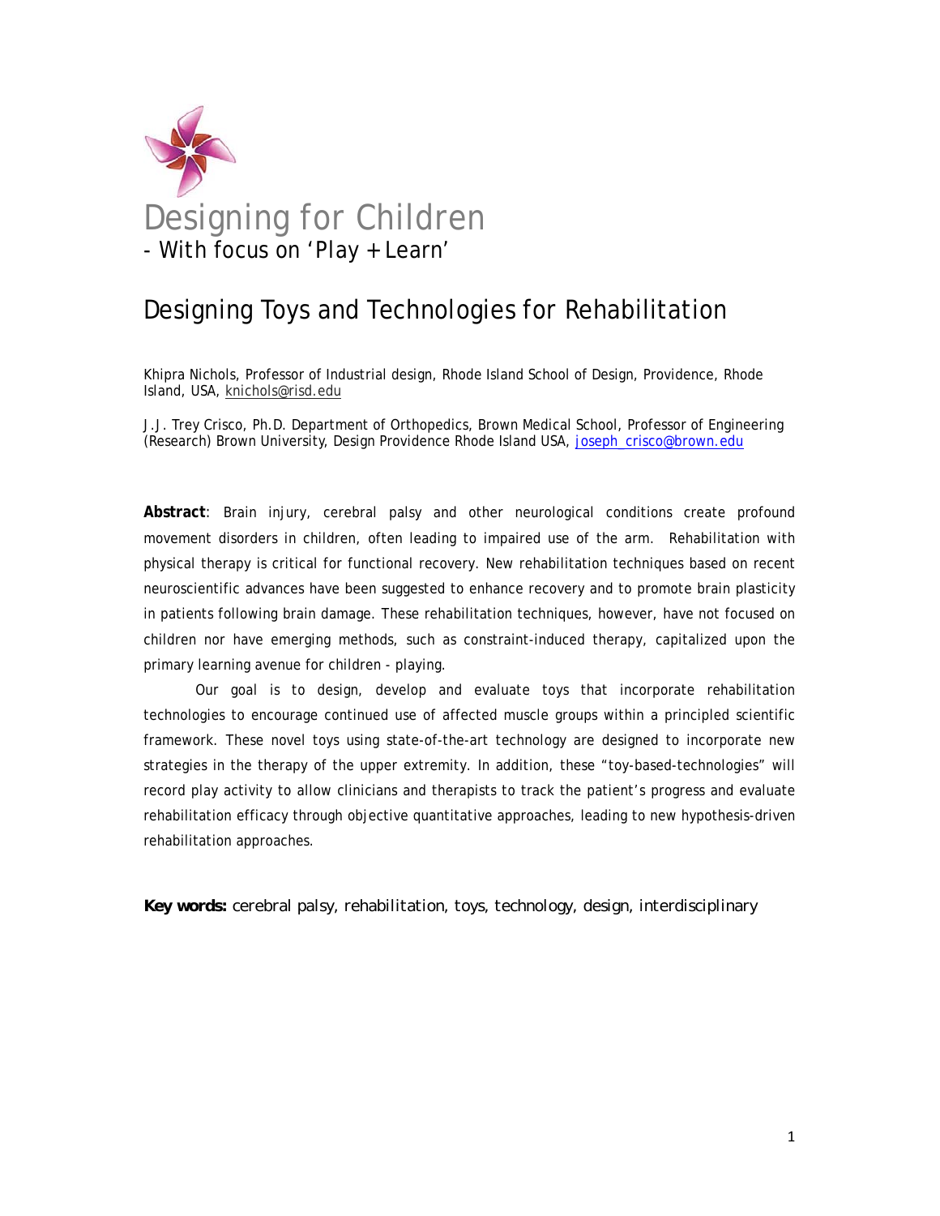# Designing for Children

- With focus on 'Play + Learn'

## Designing Toys and Technologies for Rehabilitation

Khipra Nichols, Professor of Industrial design, Rhode Island School of Design, Providence, Rhode Island, USA, knichols@risd.edu

J.J. Trey Crisco, Ph.D. Department of Orthopedics, Brown Medical School, Professor of Engineering (Research) Brown University, Design Providence Rhode Island USA, joseph_crisco@brown.edu

**Abstract**: Brain injury, cerebral palsy and other neurological conditions create profound movement disorders in children, often leading to impaired use of the arm. Rehabilitation with physical therapy is critical for functional recovery. New rehabilitation techniques based on recent neuroscientific advances have been suggested to enhance recovery and to promote brain plasticity in patients following brain damage. These rehabilitation techniques, however, have not focused on children nor have emerging methods, such as constraint-induced therapy, capitalized upon the primary learning avenue for children - playing.

Our goal is to design, develop and evaluate toys that incorporate rehabilitation technologies to encourage continued use of affected muscle groups within a principled scientific framework. These novel toys using state-of-the-art technology are designed to incorporate new strategies in the therapy of the upper extremity. In addition, these "toy-based-technologies" will record play activity to allow clinicians and therapists to track the patient's progress and evaluate rehabilitation efficacy through objective quantitative approaches, leading to new hypothesis-driven rehabilitation approaches.

**Key words:** cerebral palsy, rehabilitation, toys, technology, design, interdisciplinary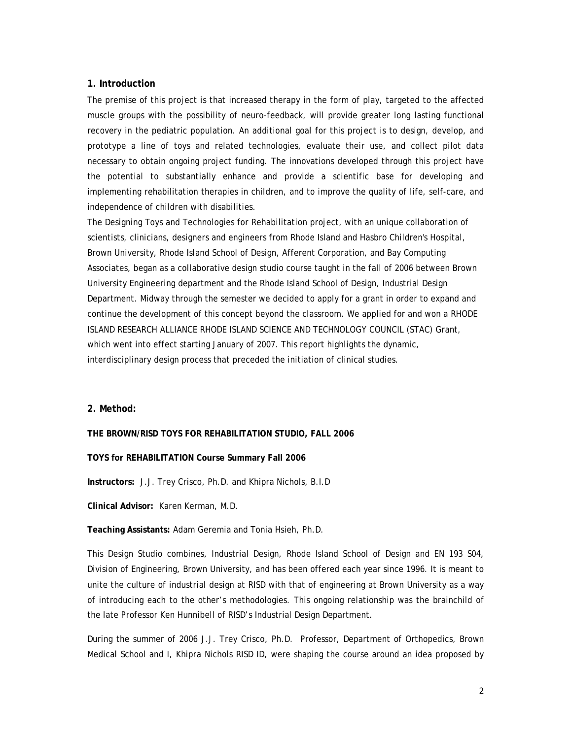## 1. Introduction

The premise of this project is that increased therapy in the form of play, targeted to the affected muscle groups with the possibility of neuro-feedback, will provide greater long lasting functional recovery in the pediatric population. An additional goal for this project is to design, develop, and prototype a line of toys and related technologies, evaluate their use, and collect pilot data necessary to obtain ongoing project funding. The innovations developed through this project have the potential to substantially enhance and provide a scientific base for developing and implementing rehabilitation therapies in children, and to improve the quality of life, self-care, and independence of children with disabilities.

The Designing Toys and Technologies for Rehabilitation project, with an unique collaboration of scientists, clinicians, designers and engineers from Rhode Island and Hasbro Children's Hospital, Brown University, Rhode Island School of Design, Afferent Corporation, and Bay Computing Associates, began as a collaborative design studio course taught in the fall of 2006 between Brown University Engineering department and the Rhode Island School of Design, Industrial Design Department. Midway through the semester we decided to apply for a grant in order to expand and continue the development of this concept beyond the classroom. We applied for and won a RHODE ISLAND RESEARCH ALLIANCE RHODE ISLAND SCIENCE AND TECHNOLOGY COUNCIL (STAC) Grant, which went into effect starting January of 2007. This report highlights the dynamic, interdisciplinary design process that preceded the initiation of clinical studies.

## 2. Method:

**THE BROWN/RISD TOYS FOR REHABILITATION STUDIO, FALL 2006**

**TOYS for REHABILITATION Course Summary Fall 2006**

**Instructors:** J.J. Trey Crisco, Ph.D. and Khipra Nichols, B.I.D

**Clinical Advisor:** Karen Kerman, M.D.

**Teaching Assistants:** Adam Geremia and Tonia Hsieh, Ph.D.

This Design Studio combines, Industrial Design, Rhode Island School of Design and EN 193 S04, Division of Engineering, Brown University, and has been offered each year since 1996. It is meant to unite the culture of industrial design at RISD with that of engineering at Brown University as a way of introducing each to the other's methodologies. This ongoing relationship was the brainchild of the late Professor Ken Hunnibell of RISD's Industrial Design Department.

During the summer of 2006 J.J. Trey Crisco, Ph.D. Professor, Department of Orthopedics, Brown Medical School and I, Khipra Nichols RISD ID, were shaping the course around an idea proposed by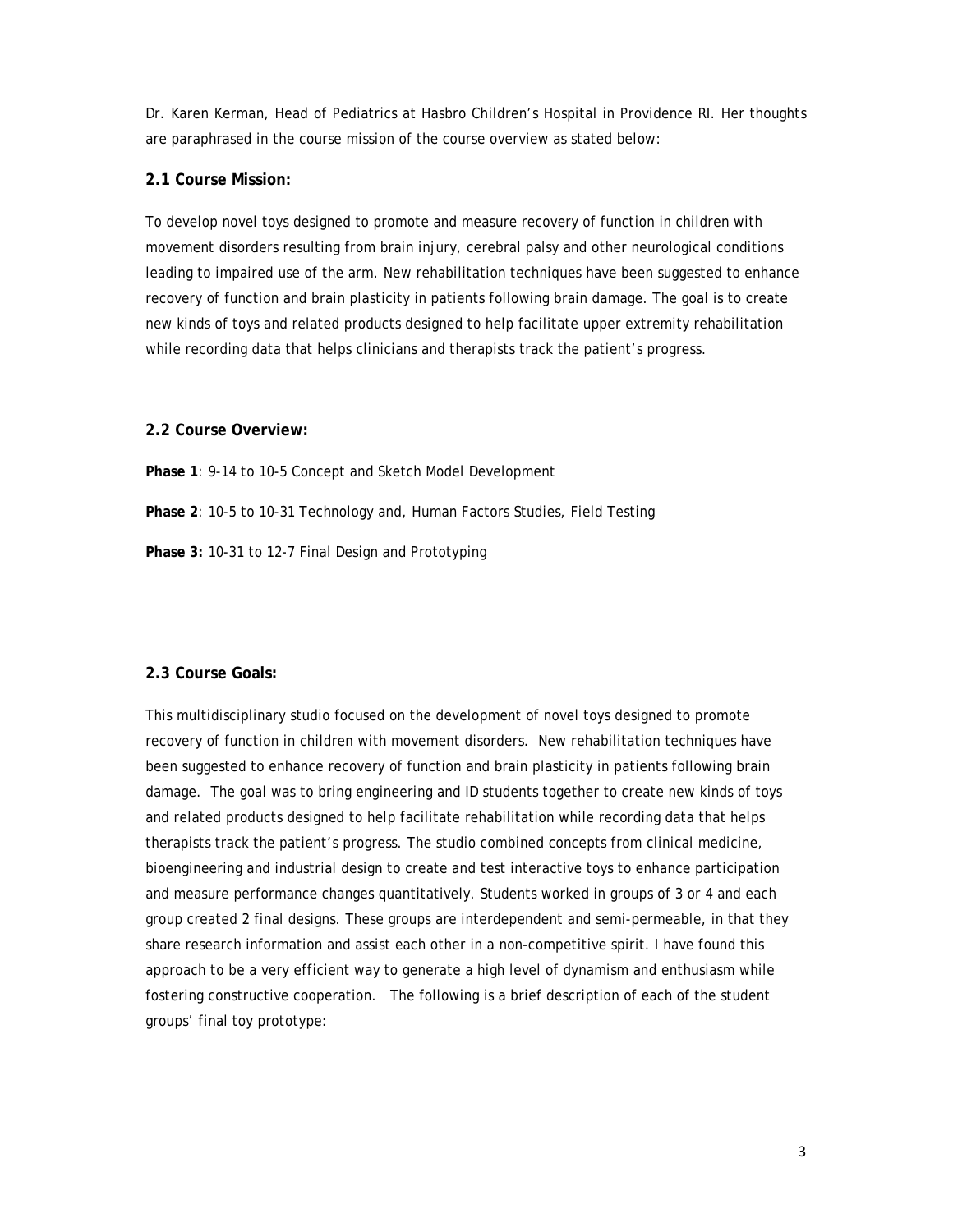Dr. Karen Kerman, Head of Pediatrics at Hasbro Children's Hospital in Providence RI. Her thoughts are paraphrased in the course mission of the course overview as stated below:

### 2.1 Course Mission:

To develop novel toys designed to promote and measure recovery of function in children with movement disorders resulting from brain injury, cerebral palsy and other neurological conditions leading to impaired use of the arm. New rehabilitation techniques have been suggested to enhance recovery of function and brain plasticity in patients following brain damage. The goal is to create new kinds of toys and related products designed to help facilitate upper extremity rehabilitation while recording data that helps clinicians and therapists track the patient's progress.

### 2.2 Course Overview:

**Phase 1**: 9-14 to 10-5 Concept and Sketch Model Development

**Phase 2**: 10-5 to 10-31 Technology and, Human Factors Studies, Field Testing

**Phase 3:** 10-31 to 12-7 Final Design and Prototyping

### 2.3 Course Goals:

This multidisciplinary studio focused on the development of novel toys designed to promote recovery of function in children with movement disorders. New rehabilitation techniques have been suggested to enhance recovery of function and brain plasticity in patients following brain damage. The goal was to bring engineering and ID students together to create new kinds of toys and related products designed to help facilitate rehabilitation while recording data that helps therapists track the patient's progress. The studio combined concepts from clinical medicine, bioengineering and industrial design to create and test interactive toys to enhance participation and measure performance changes quantitatively. Students worked in groups of 3 or 4 and each group created 2 final designs. These groups are interdependent and semi-permeable, in that they share research information and assist each other in a non-competitive spirit. I have found this approach to be a very efficient way to generate a high level of dynamism and enthusiasm while fostering constructive cooperation. The following is a brief description of each of the student groups' final toy prototype: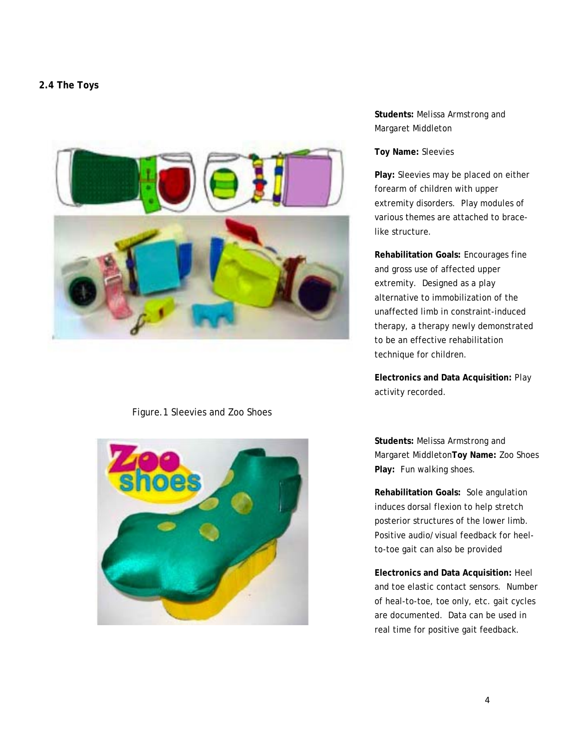**2.4 The Toys**

Figure.1 Sleevies and Zoo Shoes

**Students:** Melissa Armstrong and Margaret Middleton

**Toy Name:** Sleevies

**Play:** Sleevies may be placed on either forearm of children with upper extremity disorders. Play modules of various themes are attached to brace-like structure.

**Rehabilitation Goals:** Encourages fine and gross use of affected upper extremity. Designed as a play alternative to immobilization of the unaffected limb in constraint-induced therapy, a therapy newly demonstrated to be an effective rehabilitation technique for children.

**Electronics and Data Acquisition:** Play activity recorded.

**Students:** Melissa Armstrong and Margaret Middleton**Toy Name:** Zoo Shoes
**Play:** Fun walking shoes.

**Rehabilitation Goals:** Sole angulation induces dorsal flexion to help stretch posterior structures of the lower limb. Positive audio/visual feedback for heel-to-toe gait can also be provided

**Electronics and Data Acquisition:** Heel and toe elastic contact sensors. Number of heal-to-toe, toe only, etc. gait cycles are documented. Data can be used in real time for positive gait feedback.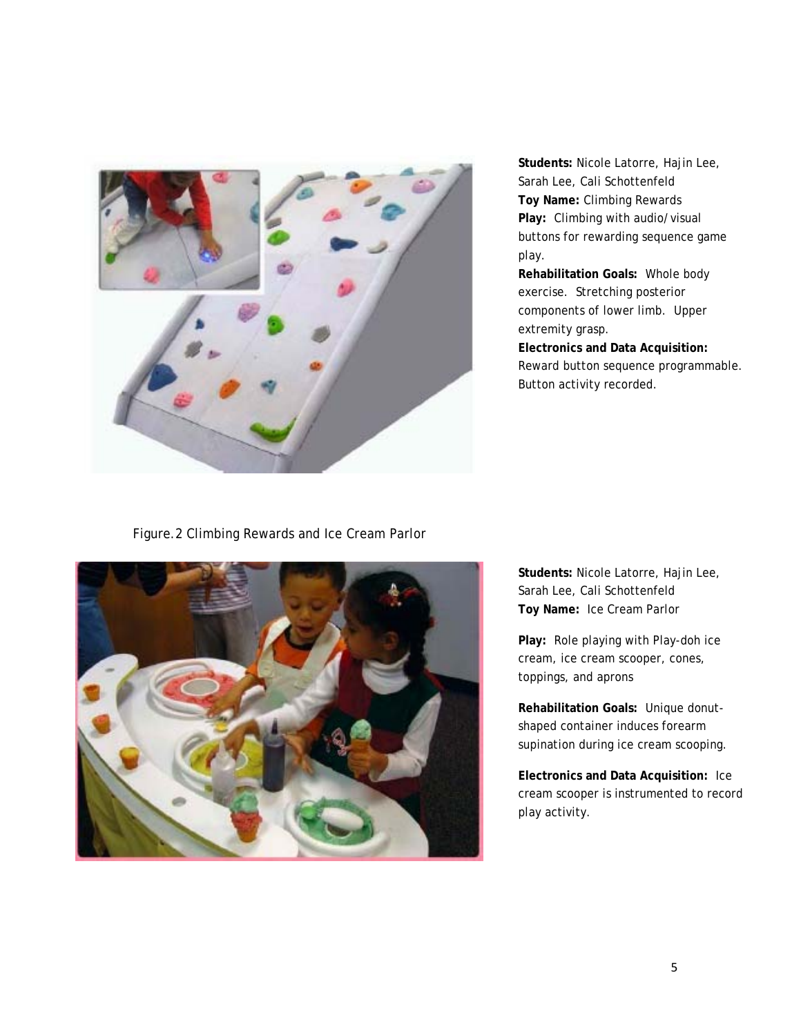**Students:** Nicole Latorre, Hajin Lee, Sarah Lee, Cali Schottenfeld
**Toy Name:** Climbing Rewards
**Play:** Climbing with audio/visual buttons for rewarding sequence game play.
**Rehabilitation Goals:** Whole body exercise. Stretching posterior components of lower limb. Upper extremity grasp.
**Electronics and Data Acquisition:** Reward button sequence programmable. Button activity recorded.

Figure.2 Climbing Rewards and Ice Cream Parlor

**Students:** Nicole Latorre, Hajin Lee, Sarah Lee, Cali Schottenfeld
**Toy Name:** Ice Cream Parlor

**Play:** Role playing with Play-doh ice cream, ice cream scooper, cones, toppings, and aprons

**Rehabilitation Goals:** Unique donut-shaped container induces forearm supination during ice cream scooping.

**Electronics and Data Acquisition:** Ice cream scooper is instrumented to record play activity.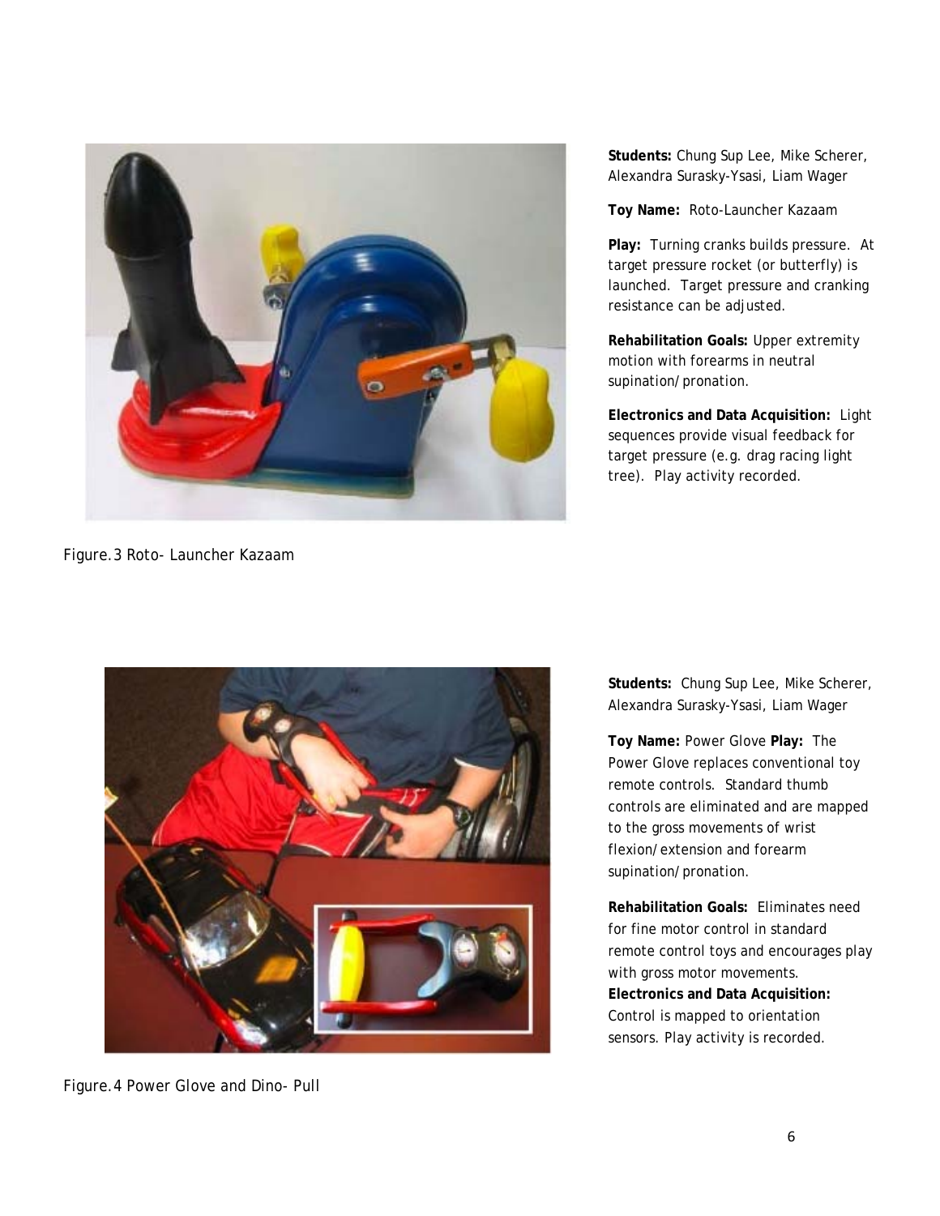**Students:** Chung Sup Lee, Mike Scherer, Alexandra Surasky-Ysasi, Liam Wager

**Toy Name:** Roto-Launcher Kazaam

**Play:** Turning cranks builds pressure. At target pressure rocket (or butterfly) is launched. Target pressure and cranking resistance can be adjusted.

**Rehabilitation Goals:** Upper extremity motion with forearms in neutral supination/pronation.

**Electronics and Data Acquisition:** Light sequences provide visual feedback for target pressure (e.g. drag racing light tree). Play activity recorded.

Figure.3 Roto- Launcher Kazaam

**Students:** Chung Sup Lee, Mike Scherer, Alexandra Surasky-Ysasi, Liam Wager

**Toy Name:** Power Glove **Play:** The Power Glove replaces conventional toy remote controls. Standard thumb controls are eliminated and are mapped to the gross movements of wrist flexion/extension and forearm supination/pronation.

**Rehabilitation Goals:** Eliminates need for fine motor control in standard remote control toys and encourages play with gross motor movements.

**Electronics and Data Acquisition:** Control is mapped to orientation sensors. Play activity is recorded.

Figure.4 Power Glove and Dino- Pull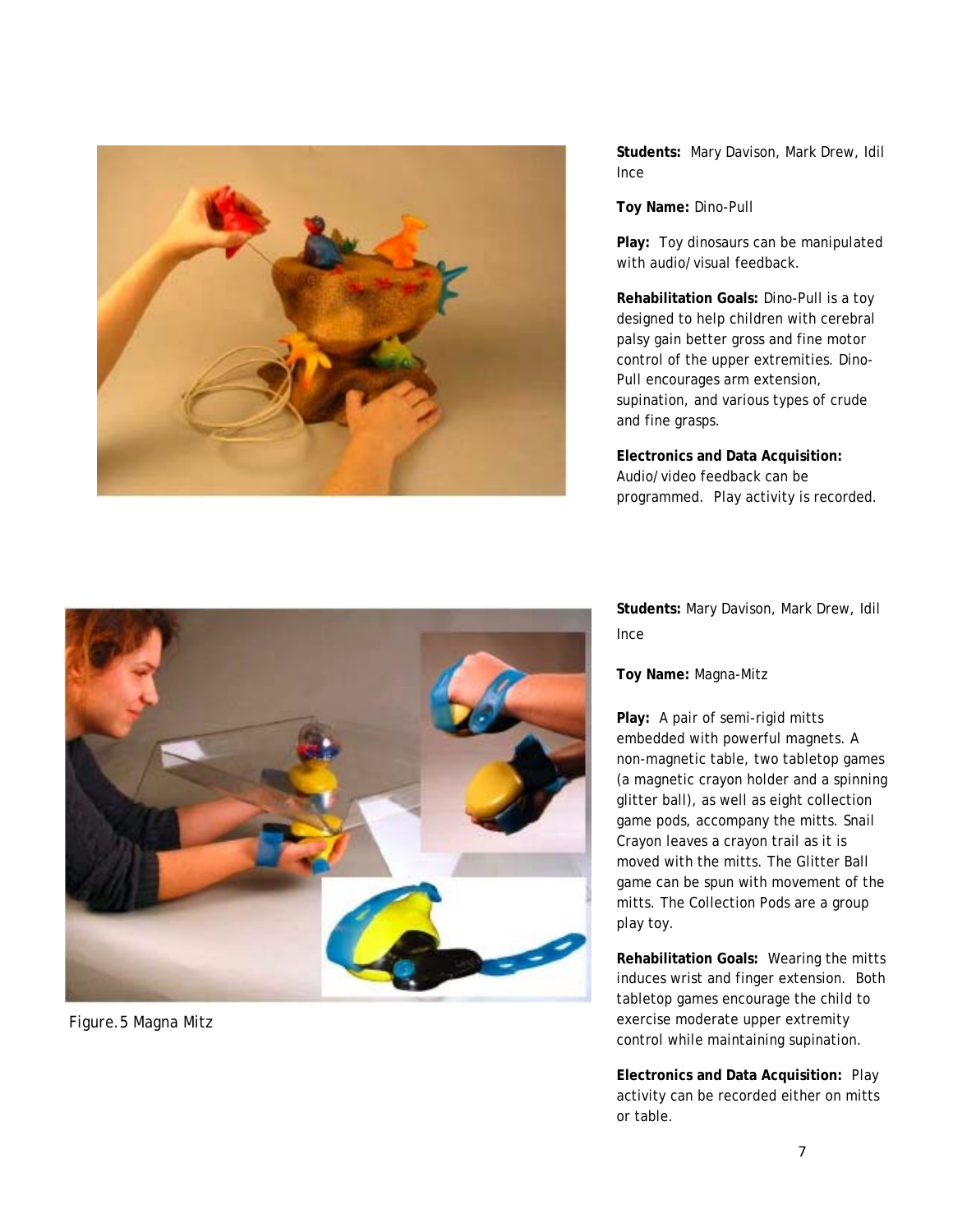**Students:** Mary Davison, Mark Drew, Idil Ince

**Toy Name:** Dino-Pull

**Play:** Toy dinosaurs can be manipulated with audio/visual feedback.

**Rehabilitation Goals:** Dino-Pull is a toy designed to help children with cerebral palsy gain better gross and fine motor control of the upper extremities. Dino-Pull encourages arm extension, supination, and various types of crude and fine grasps.

**Electronics and Data Acquisition:** Audio/video feedback can be programmed. Play activity is recorded.

Figure.5 Magna Mitz

**Students:** Mary Davison, Mark Drew, Idil Ince

**Toy Name:** Magna-Mitz

**Play:** A pair of semi-rigid mitts embedded with powerful magnets. A non-magnetic table, two tabletop games (a magnetic crayon holder and a spinning glitter ball), as well as eight collection game pods, accompany the mitts. Snail Crayon leaves a crayon trail as it is moved with the mitts. The Glitter Ball game can be spun with movement of the mitts. The Collection Pods are a group play toy.

**Rehabilitation Goals:** Wearing the mitts induces wrist and finger extension. Both tabletop games encourage the child to exercise moderate upper extremity control while maintaining supination.

**Electronics and Data Acquisition:** Play activity can be recorded either on mitts or table.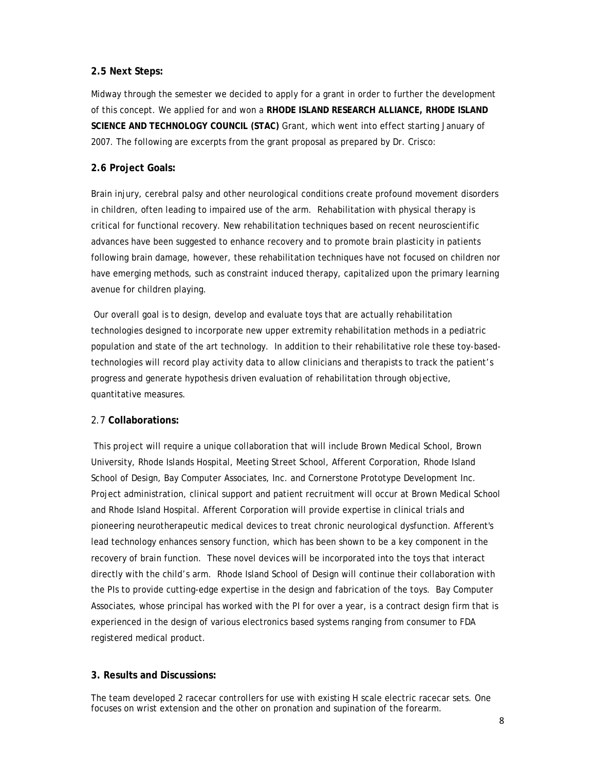### 2.5 Next Steps:

Midway through the semester we decided to apply for a grant in order to further the development of this concept. We applied for and won a **RHODE ISLAND RESEARCH ALLIANCE, RHODE ISLAND SCIENCE AND TECHNOLOGY COUNCIL (STAC)** Grant, which went into effect starting January of 2007. The following are excerpts from the grant proposal as prepared by Dr. Crisco:

### 2.6 Project Goals:

Brain injury, cerebral palsy and other neurological conditions create profound movement disorders in children, often leading to impaired use of the arm. Rehabilitation with physical therapy is critical for functional recovery. New rehabilitation techniques based on recent neuroscientific advances have been suggested to enhance recovery and to promote brain plasticity in patients following brain damage, however, these rehabilitation techniques have not focused on children nor have emerging methods, such as constraint induced therapy, capitalized upon the primary learning avenue for children playing.

Our overall goal is to design, develop and evaluate toys that are actually rehabilitation technologies designed to incorporate new upper extremity rehabilitation methods in a pediatric population and state of the art technology. In addition to their rehabilitative role these toy-based-technologies will record play activity data to allow clinicians and therapists to track the patient's progress and generate hypothesis driven evaluation of rehabilitation through objective, quantitative measures.

### 2.7 **Collaborations:**

This project will require a unique collaboration that will include Brown Medical School, Brown University, Rhode Islands Hospital, Meeting Street School, Afferent Corporation, Rhode Island School of Design, Bay Computer Associates, Inc. and Cornerstone Prototype Development Inc. Project administration, clinical support and patient recruitment will occur at Brown Medical School and Rhode Island Hospital. Afferent Corporation will provide expertise in clinical trials and pioneering neurotherapeutic medical devices to treat chronic neurological dysfunction. Afferent's lead technology enhances sensory function, which has been shown to be a key component in the recovery of brain function. These novel devices will be incorporated into the toys that interact directly with the child's arm. Rhode Island School of Design will continue their collaboration with the PIs to provide cutting-edge expertise in the design and fabrication of the toys. Bay Computer Associates, whose principal has worked with the PI for over a year, is a contract design firm that is experienced in the design of various electronics based systems ranging from consumer to FDA registered medical product.

## 3. Results and Discussions:

The team developed 2 racecar controllers for use with existing H scale electric racecar sets. One focuses on wrist extension and the other on pronation and supination of the forearm.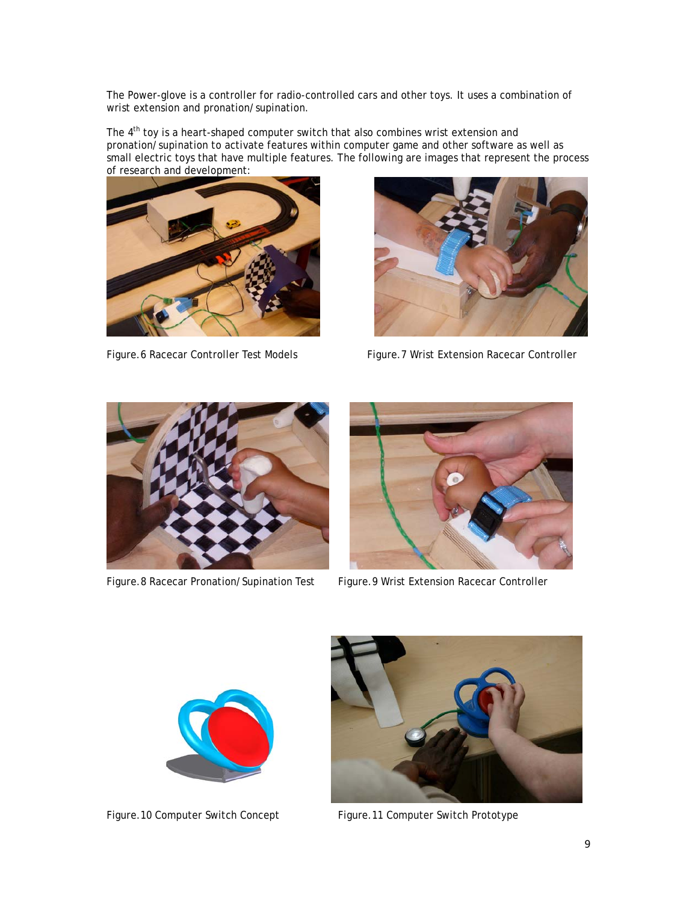The Power-glove is a controller for radio-controlled cars and other toys. It uses a combination of wrist extension and pronation/supination.

The 4th toy is a heart-shaped computer switch that also combines wrist extension and pronation/supination to activate features within computer game and other software as well as small electric toys that have multiple features. The following are images that represent the process of research and development:

Figure. 6 Racecar Controller Test Models

Figure. 7 Wrist Extension Racecar Controller

Figure. 8 Racecar Pronation/Supination Test

Figure. 9 Wrist Extension Racecar Controller

Figure. 10 Computer Switch Concept

Figure. 11 Computer Switch Prototype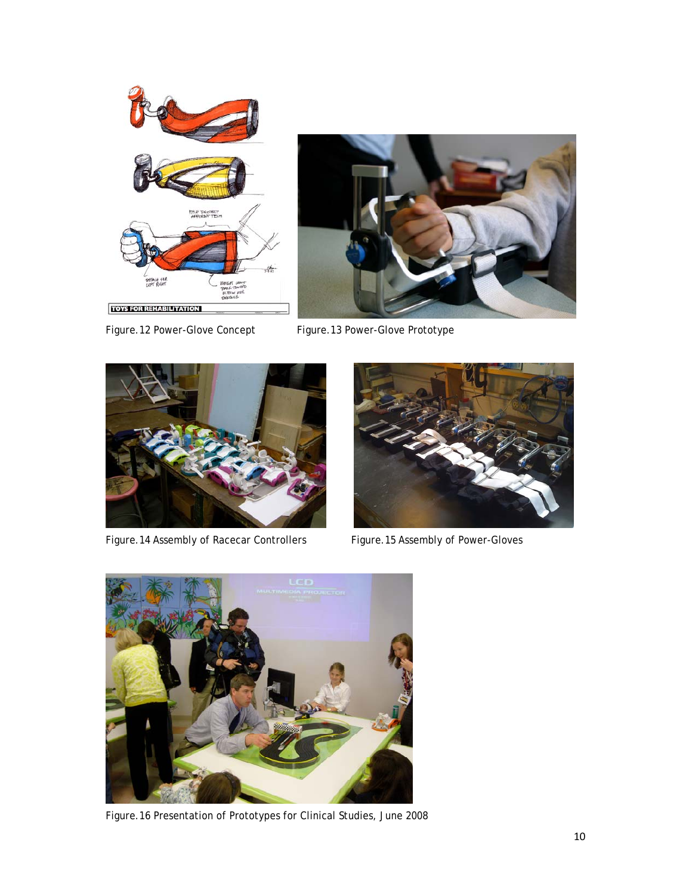Figure. 12 Power-Glove Concept

Figure. 13 Power-Glove Prototype

Figure. 14 Assembly of Racecar Controllers

Figure. 15 Assembly of Power-Gloves

Figure. 16 Presentation of Prototypes for Clinical Studies, June 2008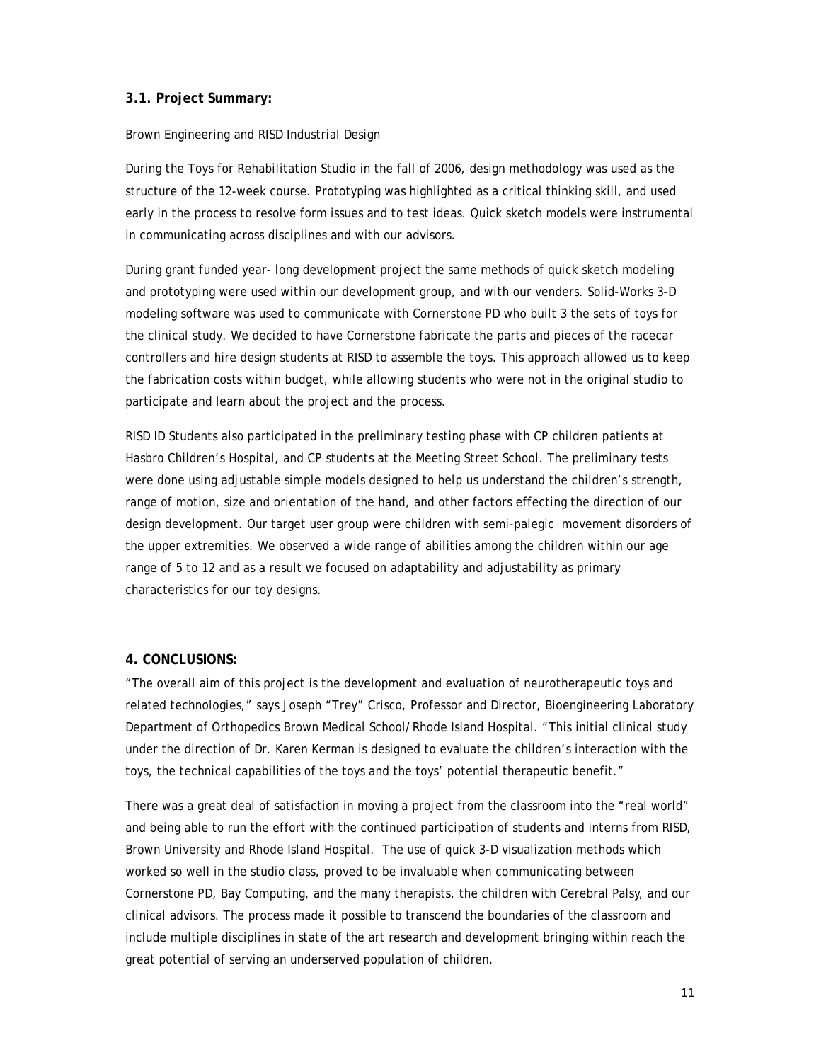### 3.1. Project Summary:

Brown Engineering and RISD Industrial Design

During the Toys for Rehabilitation Studio in the fall of 2006, design methodology was used as the structure of the 12-week course. Prototyping was highlighted as a critical thinking skill, and used early in the process to resolve form issues and to test ideas. Quick sketch models were instrumental in communicating across disciplines and with our advisors.

During grant funded year- long development project the same methods of quick sketch modeling and prototyping were used within our development group, and with our venders. Solid-Works 3-D modeling software was used to communicate with Cornerstone PD who built 3 the sets of toys for the clinical study. We decided to have Cornerstone fabricate the parts and pieces of the racecar controllers and hire design students at RISD to assemble the toys. This approach allowed us to keep the fabrication costs within budget, while allowing students who were not in the original studio to participate and learn about the project and the process.

RISD ID Students also participated in the preliminary testing phase with CP children patients at Hasbro Children's Hospital, and CP students at the Meeting Street School. The preliminary tests were done using adjustable simple models designed to help us understand the children's strength, range of motion, size and orientation of the hand, and other factors effecting the direction of our design development. Our target user group were children with semi-palegic movement disorders of the upper extremities. We observed a wide range of abilities among the children within our age range of 5 to 12 and as a result we focused on adaptability and adjustability as primary characteristics for our toy designs.

### 4. CONCLUSIONS:

"The overall aim of this project is the development and evaluation of neurotherapeutic toys and related technologies," says Joseph "Trey" Crisco, Professor and Director, Bioengineering Laboratory Department of Orthopedics Brown Medical School/Rhode Island Hospital. "This initial clinical study under the direction of Dr. Karen Kerman is designed to evaluate the children's interaction with the toys, the technical capabilities of the toys and the toys' potential therapeutic benefit."

There was a great deal of satisfaction in moving a project from the classroom into the "real world" and being able to run the effort with the continued participation of students and interns from RISD, Brown University and Rhode Island Hospital. The use of quick 3-D visualization methods which worked so well in the studio class, proved to be invaluable when communicating between Cornerstone PD, Bay Computing, and the many therapists, the children with Cerebral Palsy, and our clinical advisors. The process made it possible to transcend the boundaries of the classroom and include multiple disciplines in state of the art research and development bringing within reach the great potential of serving an underserved population of children.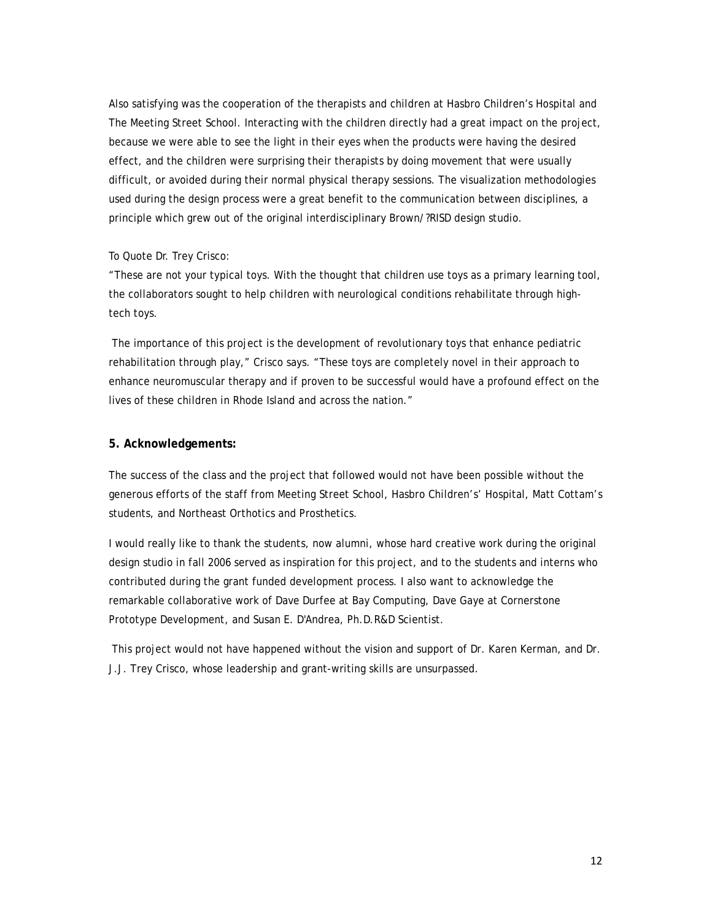Also satisfying was the cooperation of the therapists and children at Hasbro Children's Hospital and The Meeting Street School. Interacting with the children directly had a great impact on the project, because we were able to see the light in their eyes when the products were having the desired effect, and the children were surprising their therapists by doing movement that were usually difficult, or avoided during their normal physical therapy sessions. The visualization methodologies used during the design process were a great benefit to the communication between disciplines, a principle which grew out of the original interdisciplinary Brown/?RISD design studio.

To Quote Dr. Trey Crisco:

"These are not your typical toys. With the thought that children use toys as a primary learning tool, the collaborators sought to help children with neurological conditions rehabilitate through high-tech toys.

The importance of this project is the development of revolutionary toys that enhance pediatric rehabilitation through play," Crisco says. "These toys are completely novel in their approach to enhance neuromuscular therapy and if proven to be successful would have a profound effect on the lives of these children in Rhode Island and across the nation."

### 5. Acknowledgements:

The success of the class and the project that followed would not have been possible without the generous efforts of the staff from Meeting Street School, Hasbro Children's' Hospital, Matt Cottam's students, and Northeast Orthotics and Prosthetics.

I would really like to thank the students, now alumni, whose hard creative work during the original design studio in fall 2006 served as inspiration for this project, and to the students and interns who contributed during the grant funded development process. I also want to acknowledge the remarkable collaborative work of Dave Durfee at Bay Computing, Dave Gaye at Cornerstone Prototype Development, and Susan E. D'Andrea, Ph.D.R&D Scientist.

This project would not have happened without the vision and support of Dr. Karen Kerman, and Dr. J.J. Trey Crisco, whose leadership and grant-writing skills are unsurpassed.